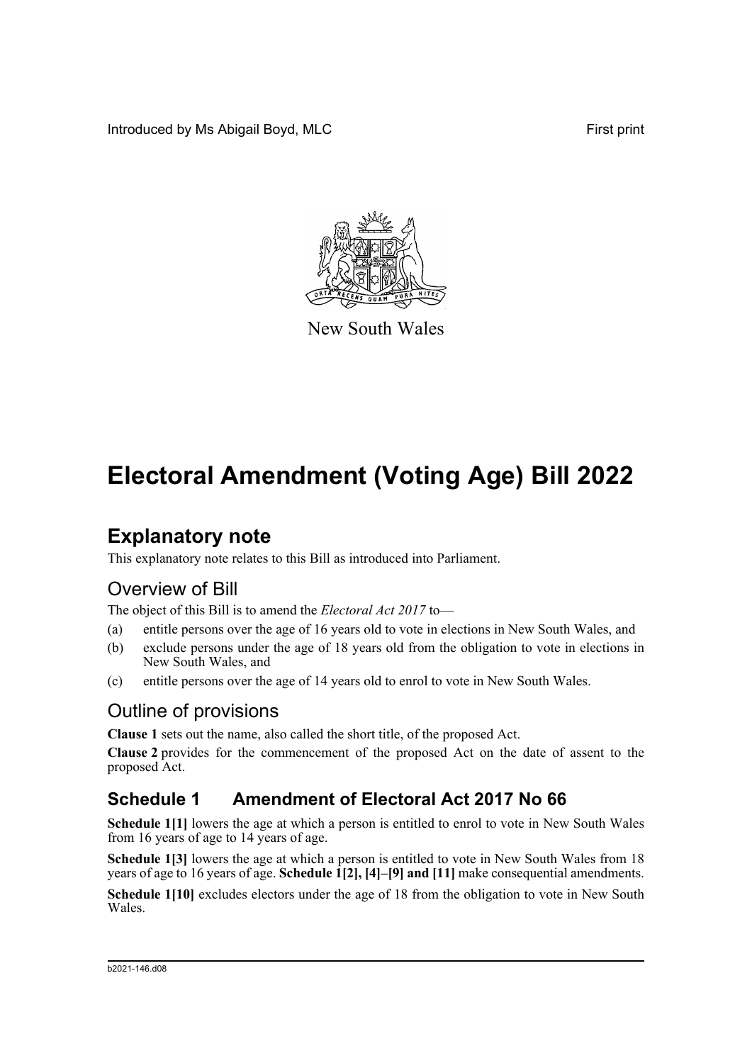Introduced by Ms Abigail Boyd, MLC First print

New South Wales

# Electoral Amendment (Voting Age) Bill 2022

## Explanatory note

This explanatory note relates to this Bill as introduced into Parliament.

### Overview of Bill

The object of this Bill is to amend the *Electoral Act 2017* to—

(a) entitle persons over the age of 16 years old to vote in elections in New South Wales, and

(b) exclude persons under the age of 18 years old from the obligation to vote in elections in New South Wales, and

(c) entitle persons over the age of 14 years old to enrol to vote in New South Wales.

### Outline of provisions

**Clause 1** sets out the name, also called the short title, of the proposed Act.

**Clause 2** provides for the commencement of the proposed Act on the date of assent to the proposed Act.

### Schedule 1 Amendment of Electoral Act 2017 No 66

**Schedule 1[1]** lowers the age at which a person is entitled to enrol to vote in New South Wales from 16 years of age to 14 years of age.

**Schedule 1[3]** lowers the age at which a person is entitled to vote in New South Wales from 18 years of age to 16 years of age. **Schedule 1[2], [4]–[9] and [11]** make consequential amendments.

**Schedule 1[10]** excludes electors under the age of 18 from the obligation to vote in New South Wales.

b2021-146.d08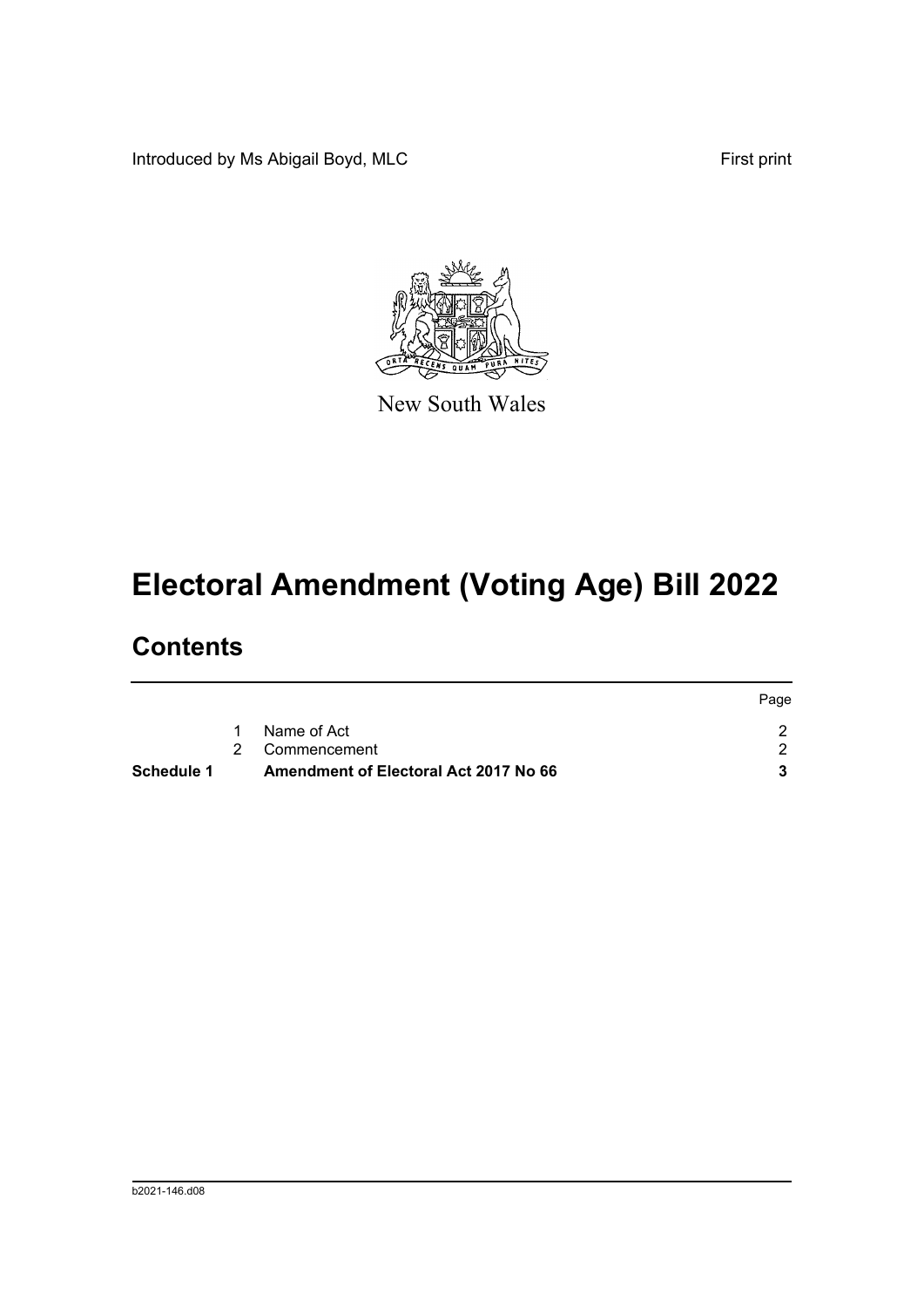Introduced by Ms Abigail Boyd, MLC

First print

New South Wales

# Electoral Amendment (Voting Age) Bill 2022

## Contents

| | | | Page |
|---|---|---|---|
| | 1 | Name of Act | 2 |
| | 2 | Commencement | 2 |
| **Schedule 1** | | **Amendment of Electoral Act 2017 No 66** | **3** |

b2021-146.d08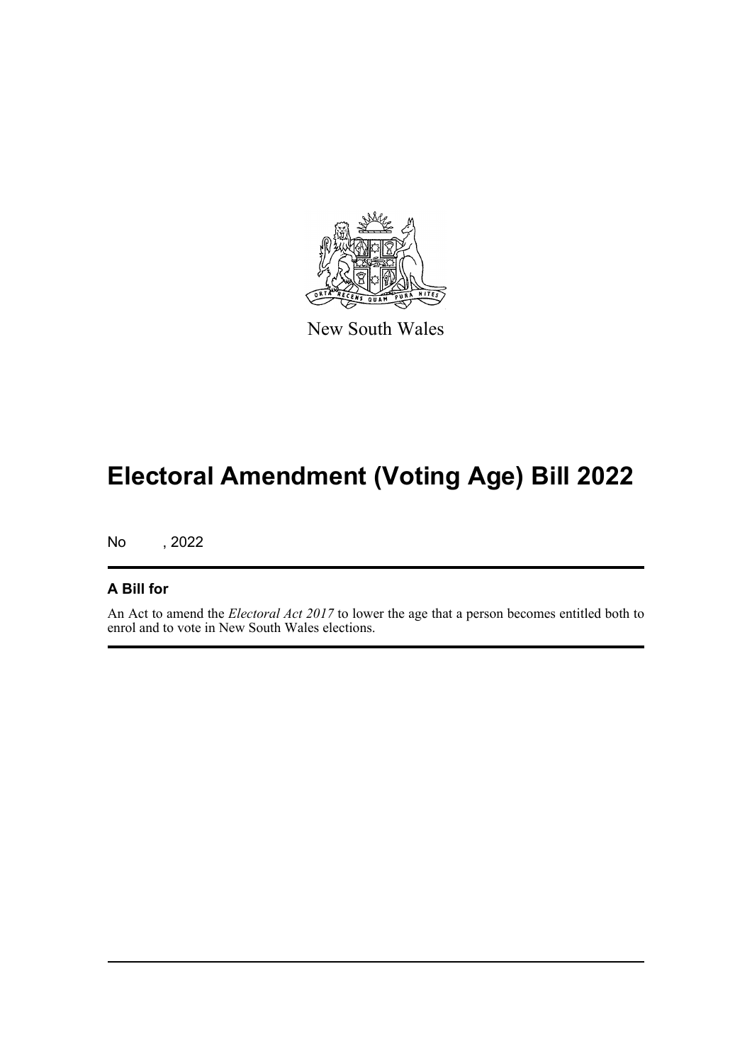New South Wales

# Electoral Amendment (Voting Age) Bill 2022

No , 2022

### A Bill for

An Act to amend the *Electoral Act 2017* to lower the age that a person becomes entitled both to enrol and to vote in New South Wales elections.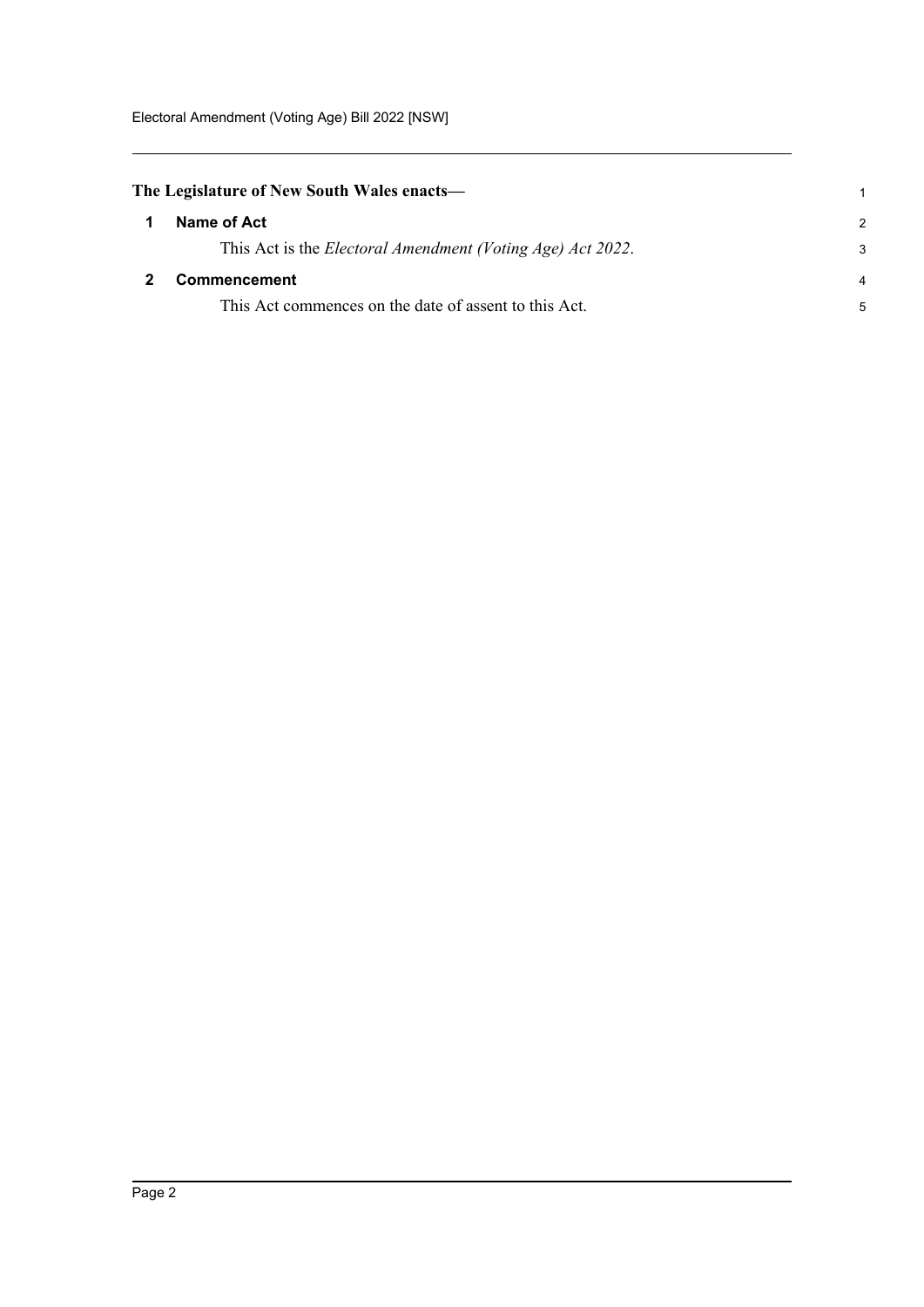**The Legislature of New South Wales enacts—**

## 1 Name of Act

This Act is the *Electoral Amendment (Voting Age) Act 2022*.

## 2 Commencement

This Act commences on the date of assent to this Act.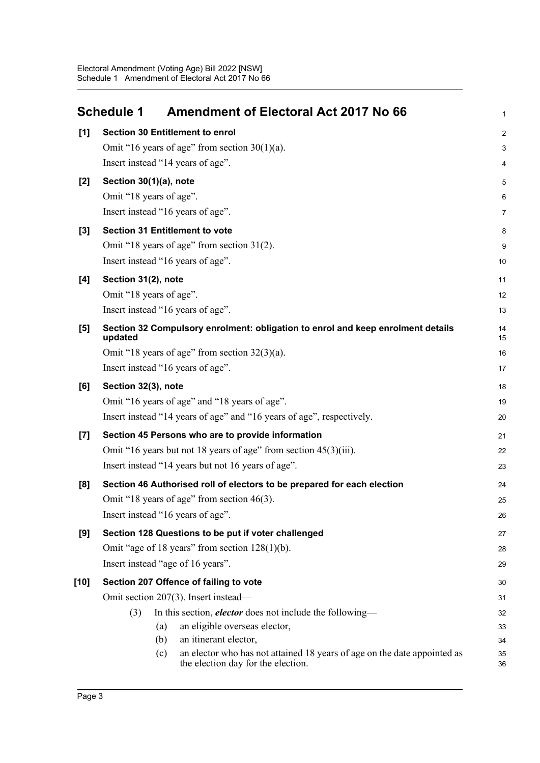## Schedule 1 Amendment of Electoral Act 2017 No 66

**[1] Section 30 Entitlement to enrol**

Omit "16 years of age" from section 30(1)(a).

Insert instead "14 years of age".

**[2] Section 30(1)(a), note**

Omit "18 years of age".

Insert instead "16 years of age".

**[3] Section 31 Entitlement to vote**

Omit "18 years of age" from section 31(2).

Insert instead "16 years of age".

**[4] Section 31(2), note**

Omit "18 years of age".

Insert instead "16 years of age".

**[5] Section 32 Compulsory enrolment: obligation to enrol and keep enrolment details updated**

Omit "18 years of age" from section 32(3)(a).

Insert instead "16 years of age".

**[6] Section 32(3), note**

Omit "16 years of age" and "18 years of age".

Insert instead "14 years of age" and "16 years of age", respectively.

**[7] Section 45 Persons who are to provide information**

Omit "16 years but not 18 years of age" from section 45(3)(iii).

Insert instead "14 years but not 16 years of age".

**[8] Section 46 Authorised roll of electors to be prepared for each election**

Omit "18 years of age" from section 46(3).

Insert instead "16 years of age".

**[9] Section 128 Questions to be put if voter challenged**

Omit "age of 18 years" from section 128(1)(b).

Insert instead "age of 16 years".

**[10] Section 207 Offence of failing to vote**

Omit section 207(3). Insert instead—

(3) In this section, ***elector*** does not include the following—

(a) an eligible overseas elector,

(b) an itinerant elector,

(c) an elector who has not attained 18 years of age on the date appointed as the election day for the election.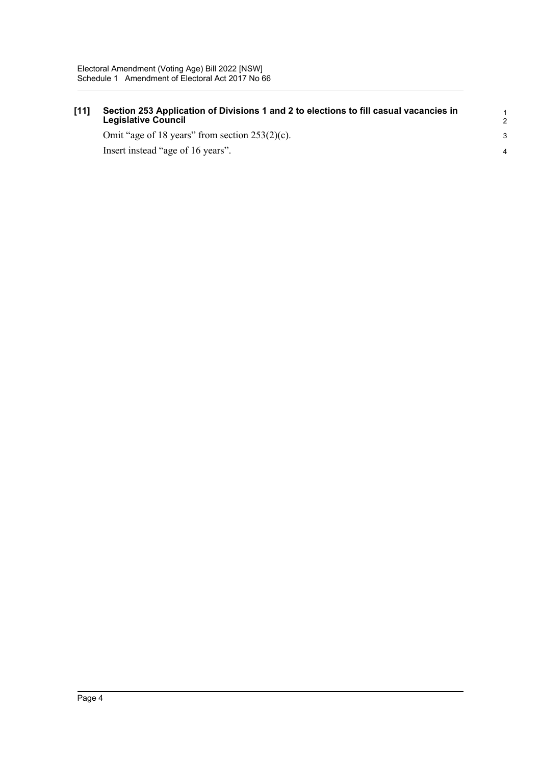**[11] Section 253 Application of Divisions 1 and 2 to elections to fill casual vacancies in Legislative Council**

Omit "age of 18 years" from section 253(2)(c).

Insert instead "age of 16 years".